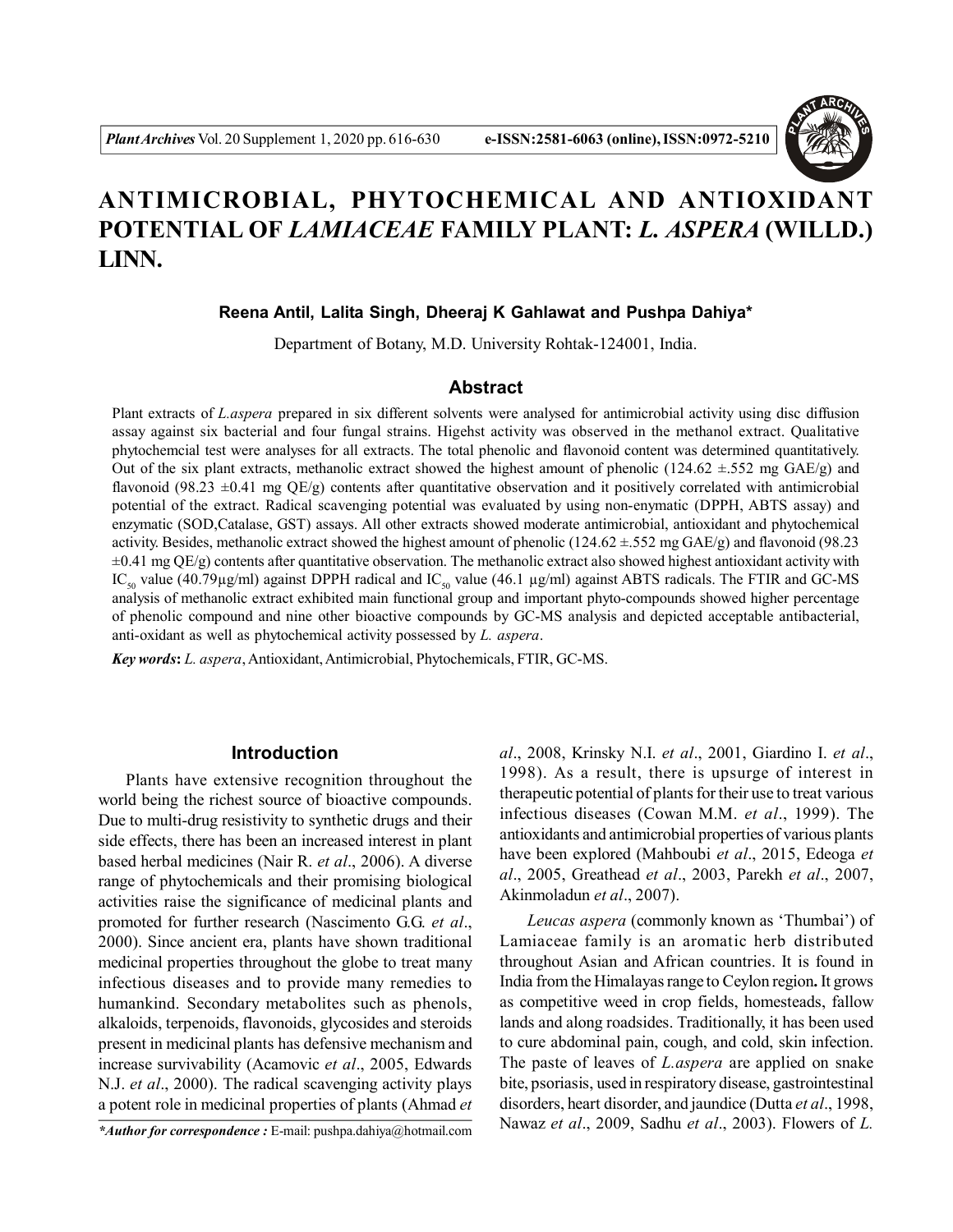# ANTIMICROBIAL, PHYTOCHEMICAL AND ANTIOXIDANT POTENTIAL OF *LAMIACEAE* FAMILY PLANT: *L. ASPERA* (WILLD.) LINN.

**Reena Antil, Lalita Singh, Dheeraj K Gahlawat and Pushpa Dahiya***

Department of Botany, M.D. University Rohtak-124001, India.

## Abstract

Plant extracts of *L.aspera* prepared in six different solvents were analysed for antimicrobial activity using disc diffusion assay against six bacterial and four fungal strains. Higehst activity was observed in the methanol extract. Qualitative phytochemcial test were analyses for all extracts. The total phenolic and flavonoid content was determined quantitatively. Out of the six plant extracts, methanolic extract showed the highest amount of phenolic (124.62 ±.552 mg GAE/g) and flavonoid (98.23 ±0.41 mg QE/g) contents after quantitative observation and it positively correlated with antimicrobial potential of the extract. Radical scavenging potential was evaluated by using non-enymatic (DPPH, ABTS assay) and enzymatic (SOD,Catalase, GST) assays. All other extracts showed moderate antimicrobial, antioxidant and phytochemical activity. Besides, methanolic extract showed the highest amount of phenolic (124.62 ±.552 mg GAE/g) and flavonoid (98.23 ±0.41 mg QE/g) contents after quantitative observation. The methanolic extract also showed highest antioxidant activity with $IC_{50}$ value (40.79µg/ml) against DPPH radical and $IC_{50}$ value (46.1 µg/ml) against ABTS radicals. The FTIR and GC-MS analysis of methanolic extract exhibited main functional group and important phyto-compounds showed higher percentage of phenolic compound and nine other bioactive compounds by GC-MS analysis and depicted acceptable antibacterial, anti-oxidant as well as phytochemical activity possessed by *L. aspera*.

***Key words*:** *L. aspera*, Antioxidant, Antimicrobial, Phytochemicals, FTIR, GC-MS.

## Introduction

Plants have extensive recognition throughout the world being the richest source of bioactive compounds. Due to multi-drug resistivity to synthetic drugs and their side effects, there has been an increased interest in plant based herbal medicines (Nair R. *et al*., 2006). A diverse range of phytochemicals and their promising biological activities raise the significance of medicinal plants and promoted for further research (Nascimento G.G. *et al*., 2000). Since ancient era, plants have shown traditional medicinal properties throughout the globe to treat many infectious diseases and to provide many remedies to humankind. Secondary metabolites such as phenols, alkaloids, terpenoids, flavonoids, glycosides and steroids present in medicinal plants has defensive mechanism and increase survivability (Acamovic *et al*., 2005, Edwards N.J. *et al*., 2000). The radical scavenging activity plays a potent role in medicinal properties of plants (Ahmad *et al*., 2008, Krinsky N.I. *et al*., 2001, Giardino I. *et al*., 1998). As a result, there is upsurge of interest in therapeutic potential of plants for their use to treat various infectious diseases (Cowan M.M. *et al*., 1999). The antioxidants and antimicrobial properties of various plants have been explored (Mahboubi *et al*., 2015, Edeoga *et al*., 2005, Greathead *et al*., 2003, Parekh *et al*., 2007, Akinmoladun *et al*., 2007).

*Leucas aspera* (commonly known as 'Thumbai') of Lamiaceae family is an aromatic herb distributed throughout Asian and African countries. It is found in India from the Himalayas range to Ceylon region**.** It grows as competitive weed in crop fields, homesteads, fallow lands and along roadsides. Traditionally, it has been used to cure abdominal pain, cough, and cold, skin infection. The paste of leaves of *L.aspera* are applied on snake bite, psoriasis, used in respiratory disease, gastrointestinal disorders, heart disorder, and jaundice (Dutta *et al*., 1998, Nawaz *et al*., 2009, Sadhu *et al*., 2003). Flowers of *L.*

****Author for correspondence :*** E-mail: pushpa.dahiya@hotmail.com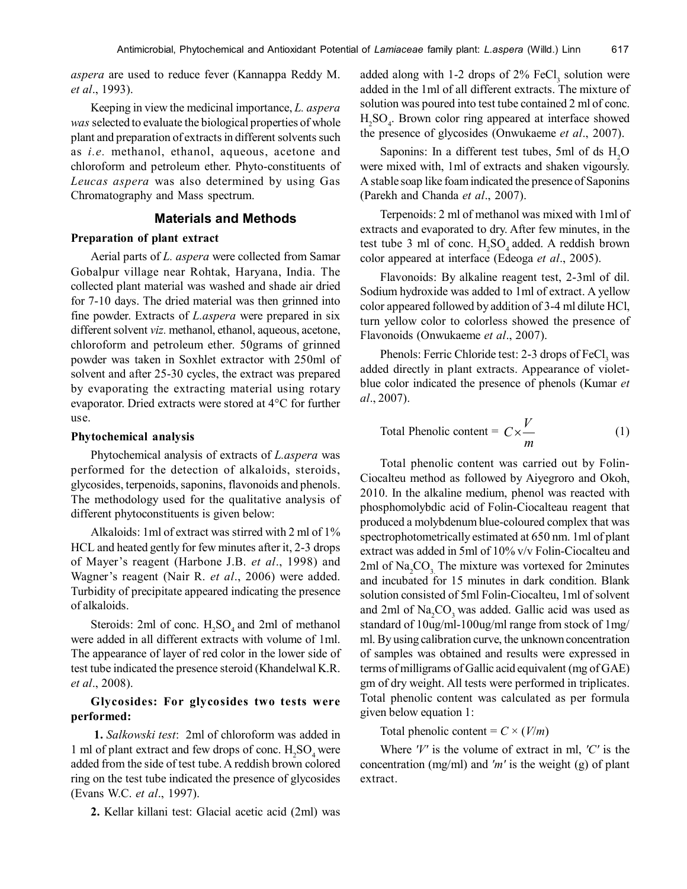*aspera* are used to reduce fever (Kannappa Reddy M. *et al*., 1993).

Keeping in view the medicinal importance, *L. aspera was* selected to evaluate the biological properties of whole plant and preparation of extracts in different solvents such as *i.e.* methanol, ethanol, aqueous, acetone and chloroform and petroleum ether. Phyto-constituents of *Leucas aspera* was also determined by using Gas Chromatography and Mass spectrum.

## Materials and Methods

### Preparation of plant extract

Aerial parts of *L. aspera* were collected from Samar Gobalpur village near Rohtak, Haryana, India. The collected plant material was washed and shade air dried for 7-10 days. The dried material was then grinned into fine powder. Extracts of *L.aspera* were prepared in six different solvent *viz.* methanol, ethanol, aqueous, acetone, chloroform and petroleum ether. 50grams of grinned powder was taken in Soxhlet extractor with 250ml of solvent and after 25-30 cycles, the extract was prepared by evaporating the extracting material using rotary evaporator. Dried extracts were stored at 4°C for further use.

### Phytochemical analysis

Phytochemical analysis of extracts of *L.aspera* was performed for the detection of alkaloids, steroids, glycosides, terpenoids, saponins, flavonoids and phenols. The methodology used for the qualitative analysis of different phytoconstituents is given below:

Alkaloids: 1ml of extract was stirred with 2 ml of 1% HCL and heated gently for few minutes after it, 2-3 drops of Mayer's reagent (Harbone J.B. *et al*., 1998) and Wagner's reagent (Nair R. *et al*., 2006) were added. Turbidity of precipitate appeared indicating the presence of alkaloids.

Steroids: 2ml of conc. $H_2SO_4$ and 2ml of methanol were added in all different extracts with volume of 1ml. The appearance of layer of red color in the lower side of test tube indicated the presence steroid (Khandelwal K.R. *et al*., 2008).

**Glycosides: For glycosides two tests were performed:**

**1.** *Salkowski test*: 2ml of chloroform was added in 1 ml of plant extract and few drops of conc. $H_2SO_4$ were added from the side of test tube. A reddish brown colored ring on the test tube indicated the presence of glycosides (Evans W.C. *et al*., 1997).

**2.** Kellar killani test: Glacial acetic acid (2ml) was added along with 1-2 drops of 2% $FeCl_3$ solution were added in the 1ml of all different extracts. The mixture of solution was poured into test tube contained 2 ml of conc. $H_2SO_4$. Brown color ring appeared at interface showed the presence of glycosides (Onwukaeme *et al*., 2007).

Saponins: In a different test tubes, 5ml of ds $H_2O$ were mixed with, 1ml of extracts and shaken vigoursly. A stable soap like foam indicated the presence of Saponins (Parekh and Chanda *et al*., 2007).

Terpenoids: 2 ml of methanol was mixed with 1ml of extracts and evaporated to dry. After few minutes, in the test tube 3 ml of conc. $H_2SO_4$ added. A reddish brown color appeared at interface (Edeoga *et al*., 2005).

Flavonoids: By alkaline reagent test, 2-3ml of dil. Sodium hydroxide was added to 1ml of extract. A yellow color appeared followed by addition of 3-4 ml dilute HCl, turn yellow color to colorless showed the presence of Flavonoids (Onwukaeme *et al*., 2007).

Phenols: Ferric Chloride test: 2-3 drops of $FeCl_3$ was added directly in plant extracts. Appearance of violet-blue color indicated the presence of phenols (Kumar *et al*., 2007).

$$\text{Total Phenolic content} = C \times \frac{V}{m} \quad (1)$$

Total phenolic content was carried out by Folin-Ciocalteu method as followed by Aiyegroro and Okoh, 2010. In the alkaline medium, phenol was reacted with phosphomolybdic acid of Folin-Ciocalteau reagent that produced a molybdenum blue-coloured complex that was spectrophotometrically estimated at 650 nm. 1ml of plant extract was added in 5ml of 10% v/v Folin-Ciocalteu and 2ml of $Na_2CO_3$. The mixture was vortexed for 2minutes and incubated for 15 minutes in dark condition. Blank solution consisted of 5ml Folin-Ciocalteu, 1ml of solvent and 2ml of $Na_2CO_3$ was added. Gallic acid was used as standard of 10ug/ml-100ug/ml range from stock of 1mg/ml. By using calibration curve, the unknown concentration of samples was obtained and results were expressed in terms of milligrams of Gallic acid equivalent (mg of GAE) gm of dry weight. All tests were performed in triplicates. Total phenolic content was calculated as per formula given below equation 1:

Total phenolic content = $C \times (V/m)$

Where *'V'* is the volume of extract in ml, *'C'* is the concentration (mg/ml) and *'m'* is the weight (g) of plant extract.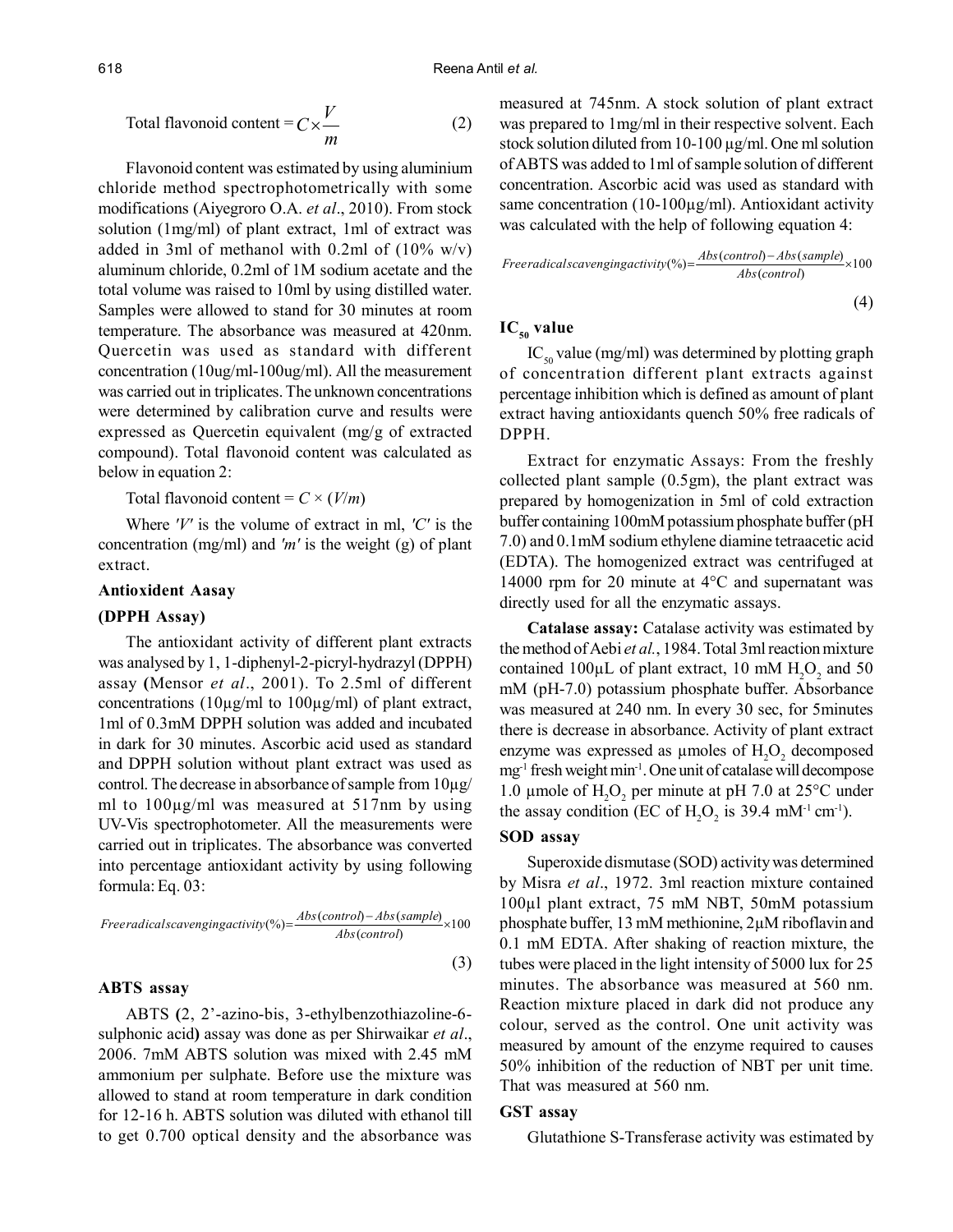$$\text{Total flavonoid content} = C \times \frac{V}{m} \tag{2}$$

Flavonoid content was estimated by using aluminium chloride method spectrophotometrically with some modifications (Aiyegroro O.A. *et al*., 2010). From stock solution (1mg/ml) of plant extract, 1ml of extract was added in 3ml of methanol with 0.2ml of (10% w/v) aluminum chloride, 0.2ml of 1M sodium acetate and the total volume was raised to 10ml by using distilled water. Samples were allowed to stand for 30 minutes at room temperature. The absorbance was measured at 420nm. Quercetin was used as standard with different concentration (10ug/ml-100ug/ml). All the measurement was carried out in triplicates. The unknown concentrations were determined by calibration curve and results were expressed as Quercetin equivalent (mg/g of extracted compound). Total flavonoid content was calculated as below in equation 2:

Total flavonoid content = $C \times (V/m)$

Where *'V'* is the volume of extract in ml, *'C'* is the concentration (mg/ml) and *'m'* is the weight (g) of plant extract.

### Antioxident Aasay

### (DPPH Assay)

The antioxidant activity of different plant extracts was analysed by 1, 1-diphenyl-2-picryl-hydrazyl (DPPH) assay **(**Mensor *et al*., 2001). To 2.5ml of different concentrations (10µg/ml to 100µg/ml) of plant extract, 1ml of 0.3mM DPPH solution was added and incubated in dark for 30 minutes. Ascorbic acid used as standard and DPPH solution without plant extract was used as control. The decrease in absorbance of sample from 10µg/ml to 100µg/ml was measured at 517nm by using UV-Vis spectrophotometer. All the measurements were carried out in triplicates. The absorbance was converted into percentage antioxidant activity by using following formula: Eq. 03:

$$Free radical scavenging activity(\%) = \frac{Abs(control) - Abs(sample)}{Abs(control)} \times 100 \tag{3}$$

### ABTS assay

ABTS **(**2, 2'-azino-bis, 3-ethylbenzothiazoline-6-sulphonic acid**)** assay was done as per Shirwaikar *et al*., 2006. 7mM ABTS solution was mixed with 2.45 mM ammonium per sulphate. Before use the mixture was allowed to stand at room temperature in dark condition for 12-16 h. ABTS solution was diluted with ethanol till to get 0.700 optical density and the absorbance was measured at 745nm. A stock solution of plant extract was prepared to 1mg/ml in their respective solvent. Each stock solution diluted from 10-100 µg/ml. One ml solution of ABTS was added to 1ml of sample solution of different concentration. Ascorbic acid was used as standard with same concentration (10-100µg/ml). Antioxidant activity was calculated with the help of following equation 4:

$$Free radical scavenging activity(\%) = \frac{Abs(control) - Abs(sample)}{Abs(control)} \times 100 \tag{4}$$

### $IC_{50}$ value

$IC_{50}$ value (mg/ml) was determined by plotting graph of concentration different plant extracts against percentage inhibition which is defined as amount of plant extract having antioxidants quench 50% free radicals of DPPH.

Extract for enzymatic Assays: From the freshly collected plant sample (0.5gm), the plant extract was prepared by homogenization in 5ml of cold extraction buffer containing 100mM potassium phosphate buffer (pH 7.0) and 0.1mM sodium ethylene diamine tetraacetic acid (EDTA). The homogenized extract was centrifuged at 14000 rpm for 20 minute at 4°C and supernatant was directly used for all the enzymatic assays.

**Catalase assay:** Catalase activity was estimated by the method of Aebi *et al.*, 1984. Total 3ml reaction mixture contained 100µL of plant extract, 10 mM $H_2O_2$ and 50 mM (pH-7.0) potassium phosphate buffer. Absorbance was measured at 240 nm. In every 30 sec, for 5minutes there is decrease in absorbance. Activity of plant extract enzyme was expressed as µmoles of $H_2O_2$ decomposed $mg^{-1}$ fresh weight $min^{-1}$. One unit of catalase will decompose 1.0 µmole of $H_2O_2$ per minute at pH 7.0 at 25°C under the assay condition (EC of $H_2O_2$ is 39.4 $mM^{-1}$ $cm^{-1}$).

### SOD assay

Superoxide dismutase (SOD) activity was determined by Misra *et al*., 1972. 3ml reaction mixture contained 100µl plant extract, 75 mM NBT, 50mM potassium phosphate buffer, 13 mM methionine, 2µM riboflavin and 0.1 mM EDTA. After shaking of reaction mixture, the tubes were placed in the light intensity of 5000 lux for 25 minutes. The absorbance was measured at 560 nm. Reaction mixture placed in dark did not produce any colour, served as the control. One unit activity was measured by amount of the enzyme required to causes 50% inhibition of the reduction of NBT per unit time. That was measured at 560 nm.

### GST assay

Glutathione S-Transferase activity was estimated by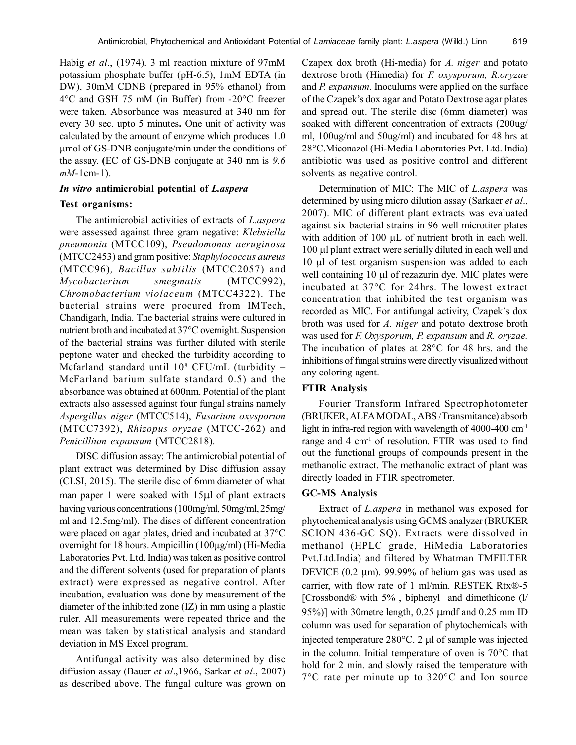Habig *et al*., (1974). 3 ml reaction mixture of 97mM potassium phosphate buffer (pH-6.5), 1mM EDTA (in DW), 30mM CDNB (prepared in 95% ethanol) from 4°C and GSH 75 mM (in Buffer) from -20°C freezer were taken. Absorbance was measured at 340 nm for every 30 sec. upto 5 minutes**.** One unit of activity was calculated by the amount of enzyme which produces 1.0 μmol of GS-DNB conjugate/min under the conditions of the assay. **(**EC of GS-DNB conjugate at 340 nm is *9.6 mM*-1cm-1).

### *In vitro* antimicrobial potential of *L.aspera*

### Test organisms:

The antimicrobial activities of extracts of *L.aspera* were assessed against three gram negative: *Klebsiella pneumonia* (MTCC109), *Pseudomonas aeruginosa* (MTCC2453) and gram positive: *Staphylococcus aureus* (MTCC96)*, Bacillus subtilis* (MTCC2057) and *Mycobacterium smegmatis* (MTCC992), *Chromobacterium violaceum* (MTCC4322). The bacterial strains were procured from IMTech, Chandigarh, India. The bacterial strains were cultured in nutrient broth and incubated at 37°C overnight. Suspension of the bacterial strains was further diluted with sterile peptone water and checked the turbidity according to Mcfarland standard until $10^8$ CFU/mL (turbidity = McFarland barium sulfate standard 0.5) and the absorbance was obtained at 600nm. Potential of the plant extracts also assessed against four fungal strains namely *Aspergillus niger* (MTCC514), *Fusarium oxysporum* (MTCC7392), *Rhizopus oryzae* (MTCC-262) and *Penicillium expansum* (MTCC2818).

DISC diffusion assay: The antimicrobial potential of plant extract was determined by Disc diffusion assay (CLSI, 2015). The sterile disc of 6mm diameter of what man paper 1 were soaked with 15μl of plant extracts having various concentrations (100mg/ml, 50mg/ml, 25mg/ml and 12.5mg/ml). The discs of different concentration were placed on agar plates, dried and incubated at 37°C overnight for 18 hours. Ampicillin (100μg/ml) (Hi-Media Laboratories Pvt. Ltd. India) was taken as positive control and the different solvents (used for preparation of plants extract) were expressed as negative control. After incubation, evaluation was done by measurement of the diameter of the inhibited zone (IZ) in mm using a plastic ruler. All measurements were repeated thrice and the mean was taken by statistical analysis and standard deviation in MS Excel program.

Antifungal activity was also determined by disc diffusion assay (Bauer *et al*.,1966, Sarkar *et al*., 2007) as described above. The fungal culture was grown on Czapex dox broth (Hi-media) for *A. niger* and potato dextrose broth (Himedia) for *F. oxysporum, R.oryzae* and *P. expansum*. Inoculums were applied on the surface of the Czapek's dox agar and Potato Dextrose agar plates and spread out. The sterile disc (6mm diameter) was soaked with different concentration of extracts (200ug/ml, 100ug/ml and 50ug/ml) and incubated for 48 hrs at 28°C.Miconazol (Hi-Media Laboratories Pvt. Ltd. India) antibiotic was used as positive control and different solvents as negative control.

Determination of MIC: The MIC of *L.aspera* was determined by using micro dilution assay (Sarkaer *et al*., 2007). MIC of different plant extracts was evaluated against six bacterial strains in 96 well microtiter plates with addition of 100 μL of nutrient broth in each well. 100 μl plant extract were serially diluted in each well and 10 μl of test organism suspension was added to each well containing 10 μl of rezazurin dye. MIC plates were incubated at 37°C for 24hrs. The lowest extract concentration that inhibited the test organism was recorded as MIC. For antifungal activity, Czapek's dox broth was used for *A. niger* and potato dextrose broth was used for *F. Oxysporum, P. expansum* and *R. oryzae.* The incubation of plates at 28°C for 48 hrs. and the inhibitions of fungal strains were directly visualized without any coloring agent.

### FTIR Analysis

Fourier Transform Infrared Spectrophotometer (BRUKER, ALFA MODAL, ABS /Transmitance) absorb light in infra-red region with wavelength of 4000-400 $cm^{-1}$ range and 4 $cm^{-1}$ of resolution. FTIR was used to find out the functional groups of compounds present in the methanolic extract. The methanolic extract of plant was directly loaded in FTIR spectrometer.

### GC-MS Analysis

Extract of *L.aspera* in methanol was exposed for phytochemical analysis using GCMS analyzer (BRUKER SCION 436-GC SQ). Extracts were dissolved in methanol (HPLC grade, HiMedia Laboratories Pvt.Ltd.India) and filtered by Whatman TMFILTER DEVICE (0.2 μm). 99.99% of helium gas was used as carrier, with flow rate of 1 ml/min. RESTEK Rtx®-5 [Crossbond® with 5% , biphenyl and dimethicone (l/95%)] with 30metre length, 0.25 μmdf and 0.25 mm ID column was used for separation of phytochemicals with injected temperature 280°C. 2 μl of sample was injected in the column. Initial temperature of oven is 70°C that hold for 2 min. and slowly raised the temperature with 7°C rate per minute up to 320°C and Ion source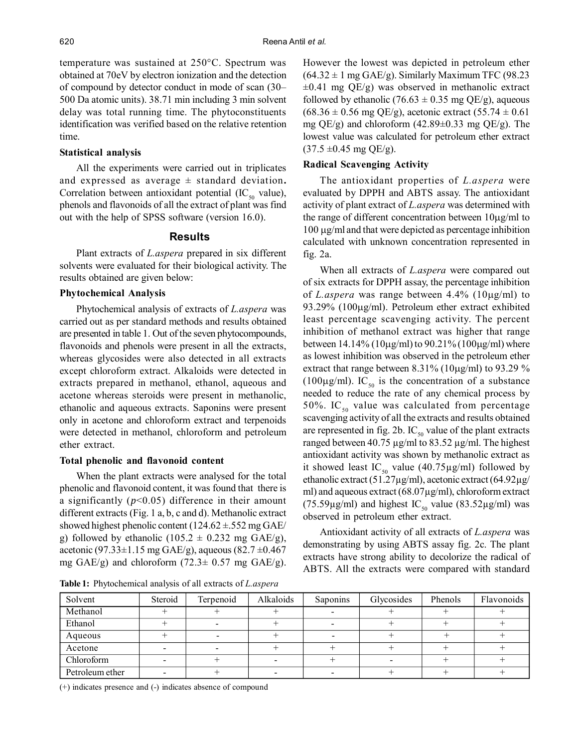temperature was sustained at 250°C. Spectrum was obtained at 70eV by electron ionization and the detection of compound by detector conduct in mode of scan (30–500 Da atomic units). 38.71 min including 3 min solvent delay was total running time. The phytoconstituents identification was verified based on the relative retention time.

### Statistical analysis

All the experiments were carried out in triplicates and expressed as average ± standard deviation**.** Correlation between antioxidant potential ($IC_{50}$ value), phenols and flavonoids of all the extract of plant was find out with the help of SPSS software (version 16.0).

## Results

Plant extracts of *L.aspera* prepared in six different solvents were evaluated for their biological activity. The results obtained are given below:

### Phytochemical Analysis

Phytochemical analysis of extracts of *L.aspera* was carried out as per standard methods and results obtained are presented in table 1. Out of the seven phytocompounds, flavonoids and phenols were present in all the extracts, whereas glycosides were also detected in all extracts except chloroform extract. Alkaloids were detected in extracts prepared in methanol, ethanol, aqueous and acetone whereas steroids were present in methanolic, ethanolic and aqueous extracts. Saponins were present only in acetone and chloroform extract and terpenoids were detected in methanol, chloroform and petroleum ether extract.

### Total phenolic and flavonoid content

When the plant extracts were analysed for the total phenolic and flavonoid content, it was found that there is a significantly ($p$<0.05) difference in their amount different extracts (Fig. 1 a, b, c and d). Methanolic extract showed highest phenolic content (124.62 ±.552 mg GAE/g) followed by ethanolic (105.2 ± 0.232 mg GAE/g), acetonic (97.33±1.15 mg GAE/g), aqueous (82.7 ±0.467 mg GAE/g) and chloroform (72.3± 0.57 mg GAE/g). However the lowest was depicted in petroleum ether (64.32 ± 1 mg GAE/g). Similarly Maximum TFC (98.23 ±0.41 mg QE/g) was observed in methanolic extract followed by ethanolic (76.63 ± 0.35 mg QE/g), aqueous (68.36 ± 0.56 mg QE/g), acetonic extract (55.74 ± 0.61 mg QE/g) and chloroform (42.89±0.33 mg QE/g). The lowest value was calculated for petroleum ether extract (37.5 ±0.45 mg QE/g).

### Radical Scavenging Activity

The antioxidant properties of *L.aspera* were evaluated by DPPH and ABTS assay. The antioxidant activity of plant extract of *L.aspera* was determined with the range of different concentration between 10µg/ml to 100 µg/ml and that were depicted as percentage inhibition calculated with unknown concentration represented in fig. 2a.

When all extracts of *L.aspera* were compared out of six extracts for DPPH assay, the percentage inhibition of *L.aspera* was range between 4.4% (10µg/ml) to 93.29% (100µg/ml). Petroleum ether extract exhibited least percentage scavenging activity. The percent inhibition of methanol extract was higher that range between 14.14% (10µg/ml) to 90.21% (100µg/ml) where as lowest inhibition was observed in the petroleum ether extract that range between 8.31% (10µg/ml) to 93.29 % (100µg/ml). $IC_{50}$ is the concentration of a substance needed to reduce the rate of any chemical process by 50%. $IC_{50}$ value was calculated from percentage scavenging activity of all the extracts and results obtained are represented in fig. 2b. $IC_{50}$ value of the plant extracts ranged between 40.75 µg/ml to 83.52 µg/ml. The highest antioxidant activity was shown by methanolic extract as it showed least $IC_{50}$ value (40.75µg/ml) followed by ethanolic extract (51.27µg/ml), acetonic extract (64.92µg/ml) and aqueous extract (68.07µg/ml), chloroform extract (75.59µg/ml) and highest $IC_{50}$ value (83.52µg/ml) was observed in petroleum ether extract.

Antioxidant activity of all extracts of *L.aspera* was demonstrating by using ABTS assay fig. 2c. The plant extracts have strong ability to decolorize the radical of ABTS. All the extracts were compared with standard

**Table 1:** Phytochemical analysis of all extracts of *L.aspera*

| Solvent | Steroid | Terpenoid | Alkaloids | Saponins | Glycosides | Phenols | Flavonoids |
|---|---|---|---|---|---|---|---|
| Methanol | + | + | + | - | + | + | + |
| Ethanol | + | - | + | - | + | + | + |
| Aqueous | + | - | + | - | + | + | + |
| Acetone | - | - | + | + | + | + | + |
| Chloroform | - | + | - | + | - | + | + |
| Petroleum ether | - | + | - | - | + | + | + |

(+) indicates presence and (-) indicates absence of compound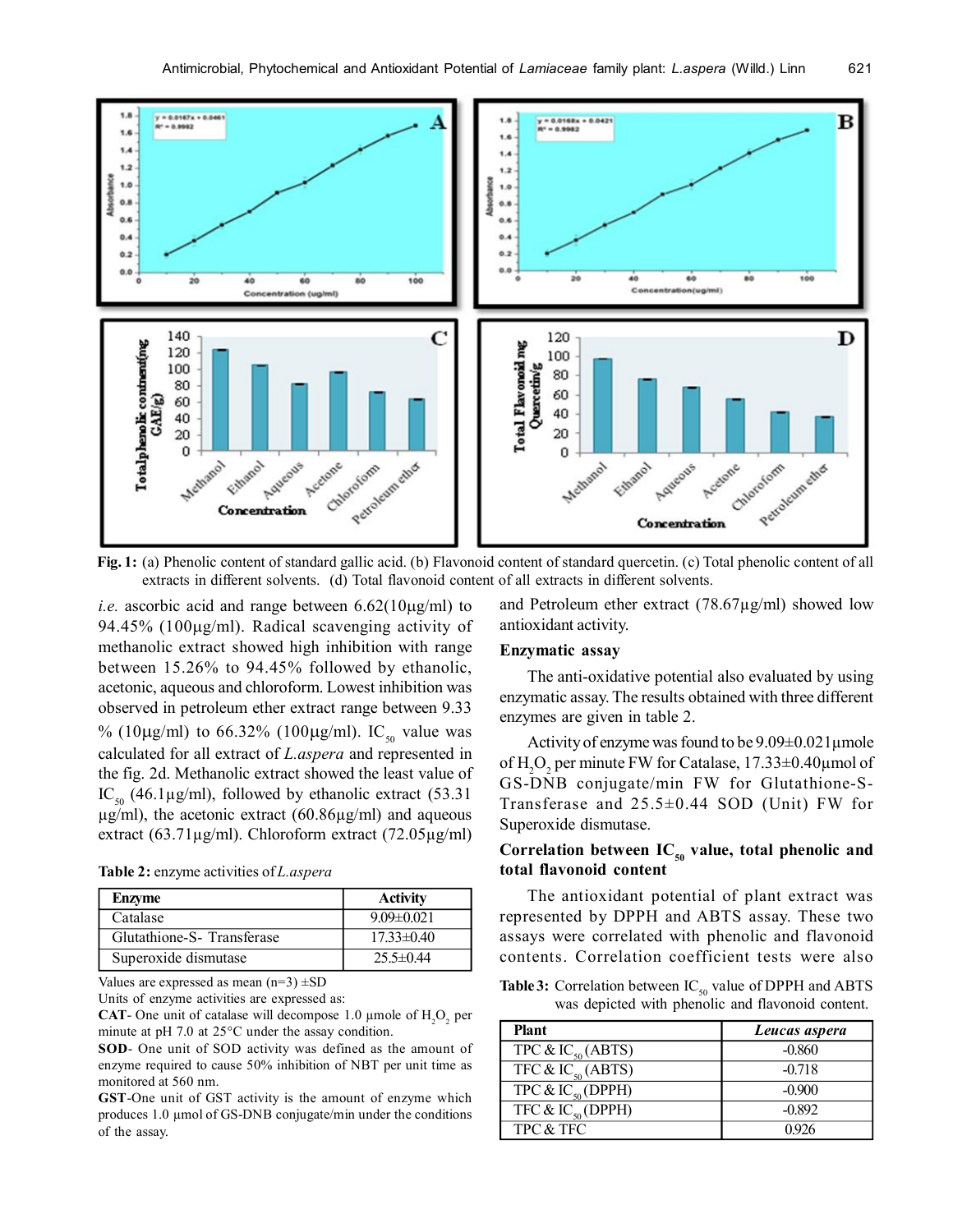Fig. 1: (a) Phenolic content of standard gallic acid. (b) Flavonoid content of standard quercetin. (c) Total phenolic content of all extracts in different solvents. (d) Total flavonoid content of all extracts in different solvents.

*i.e.* ascorbic acid and range between 6.62(10µg/ml) to 94.45% (100µg/ml). Radical scavenging activity of methanolic extract showed high inhibition with range between 15.26% to 94.45% followed by ethanolic, acetonic, aqueous and chloroform. Lowest inhibition was observed in petroleum ether extract range between 9.33 % (10µg/ml) to 66.32% (100µg/ml). $IC_{50}$ value was calculated for all extract of *L.aspera* and represented in the fig. 2d. Methanolic extract showed the least value of $IC_{50}$ (46.1µg/ml), followed by ethanolic extract (53.31 µg/ml), the acetonic extract (60.86µg/ml) and aqueous extract (63.71µg/ml). Chloroform extract (72.05µg/ml) and Petroleum ether extract (78.67µg/ml) showed low antioxidant activity.

**Table 2:** enzyme activities of *L.aspera*

| Enzyme | Activity |
|---|---|
| Catalase | 9.09±0.021 |
| Glutathione-S- Transferase | 17.33±0.40 |
| Superoxide dismutase | 25.5±0.44 |

Values are expressed as mean (n=3) ±SD

Units of enzyme activities are expressed as:

**CAT**- One unit of catalase will decompose 1.0 µmole of $H_2O_2$ per minute at pH 7.0 at 25°C under the assay condition.

**SOD**- One unit of SOD activity was defined as the amount of enzyme required to cause 50% inhibition of NBT per unit time as monitored at 560 nm.

**GST**-One unit of GST activity is the amount of enzyme which produces 1.0 µmol of GS-DNB conjugate/min under the conditions of the assay.

### Enzymatic assay

The anti-oxidative potential also evaluated by using enzymatic assay. The results obtained with three different enzymes are given in table 2.

Activity of enzyme was found to be 9.09±0.021µmole of $H_2O_2$ per minute FW for Catalase, 17.33±0.40µmol of GS-DNB conjugate/min FW for Glutathione-S-Transferase and 25.5±0.44 SOD (Unit) FW for Superoxide dismutase.

### Correlation between $IC_{50}$ value, total phenolic and total flavonoid content

The antioxidant potential of plant extract was represented by DPPH and ABTS assay. These two assays were correlated with phenolic and flavonoid contents. Correlation coefficient tests were also

**Table 3:** Correlation between $IC_{50}$ value of DPPH and ABTS was depicted with phenolic and flavonoid content.

| Plant | *Leucas aspera* |
|---|---|
| TPC & $IC_{50}$ (ABTS) | -0.860 |
| TFC & $IC_{50}$ (ABTS) | -0.718 |
| TPC & $IC_{50}$ (DPPH) | -0.900 |
| TFC & $IC_{50}$ (DPPH) | -0.892 |
| TPC & TFC | 0.926 |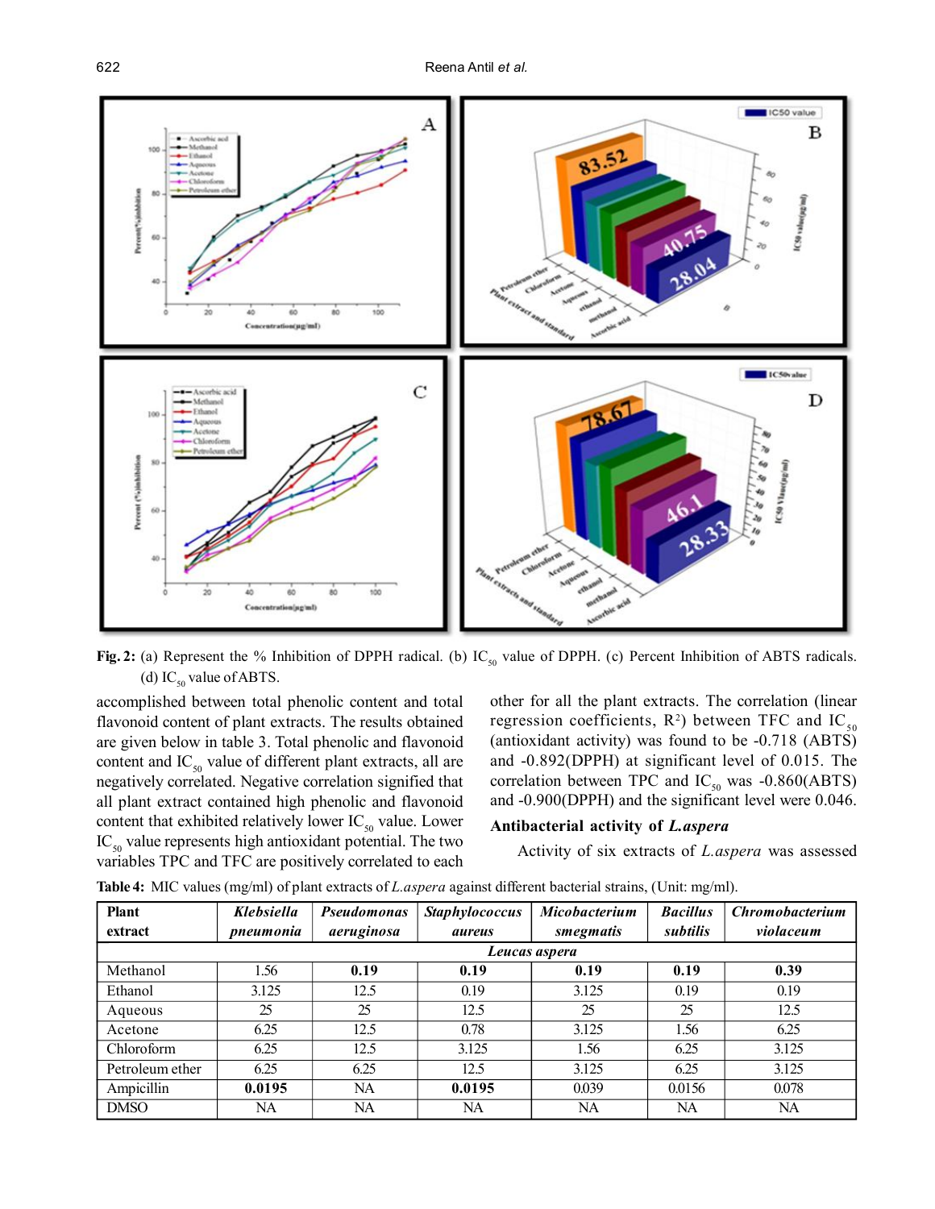**Fig. 2:** (a) Represent the % Inhibition of DPPH radical. (b) $IC_{50}$ value of DPPH. (c) Percent Inhibition of ABTS radicals. (d) $IC_{50}$ value of ABTS.

accomplished between total phenolic content and total flavonoid content of plant extracts. The results obtained are given below in table 3. Total phenolic and flavonoid content and $IC_{50}$ value of different plant extracts, all are negatively correlated. Negative correlation signified that all plant extract contained high phenolic and flavonoid content that exhibited relatively lower $IC_{50}$ value. Lower $IC_{50}$ value represents high antioxidant potential. The two variables TPC and TFC are positively correlated to each other for all the plant extracts. The correlation (linear regression coefficients, $R^2$) between TFC and $IC_{50}$ (antioxidant activity) was found to be -0.718 (ABTS) and -0.892(DPPH) at significant level of 0.015. The correlation between TPC and $IC_{50}$ was -0.860(ABTS) and -0.900(DPPH) and the significant level were 0.046.

### Antibacterial activity of *L.aspera*

Activity of six extracts of *L.aspera* was assessed

**Table 4:** MIC values (mg/ml) of plant extracts of *L.aspera* against different bacterial strains, (Unit: mg/ml).

| Plant extract | *Klebsiella pneumonia* | *Pseudomonas aeruginosa* | *Staphylococcus aureus* | *Micobacterium smegmatis* | *Bacillus subtilis* | *Chromobacterium violaceum* |
|---|---|---|---|---|---|---|
| | | | *Leucas aspera* | | | |
| Methanol | 1.56 | **0.19** | **0.19** | **0.19** | **0.19** | **0.39** |
| Ethanol | 3.125 | 12.5 | 0.19 | 3.125 | 0.19 | 0.19 |
| Aqueous | 25 | 25 | 12.5 | 25 | 25 | 12.5 |
| Acetone | 6.25 | 12.5 | 0.78 | 3.125 | 1.56 | 6.25 |
| Chloroform | 6.25 | 12.5 | 3.125 | 1.56 | 6.25 | 3.125 |
| Petroleum ether | 6.25 | 6.25 | 12.5 | 3.125 | 6.25 | 3.125 |
| Ampicillin | **0.0195** | NA | **0.0195** | 0.039 | 0.0156 | 0.078 |
| DMSO | NA | NA | NA | NA | NA | NA |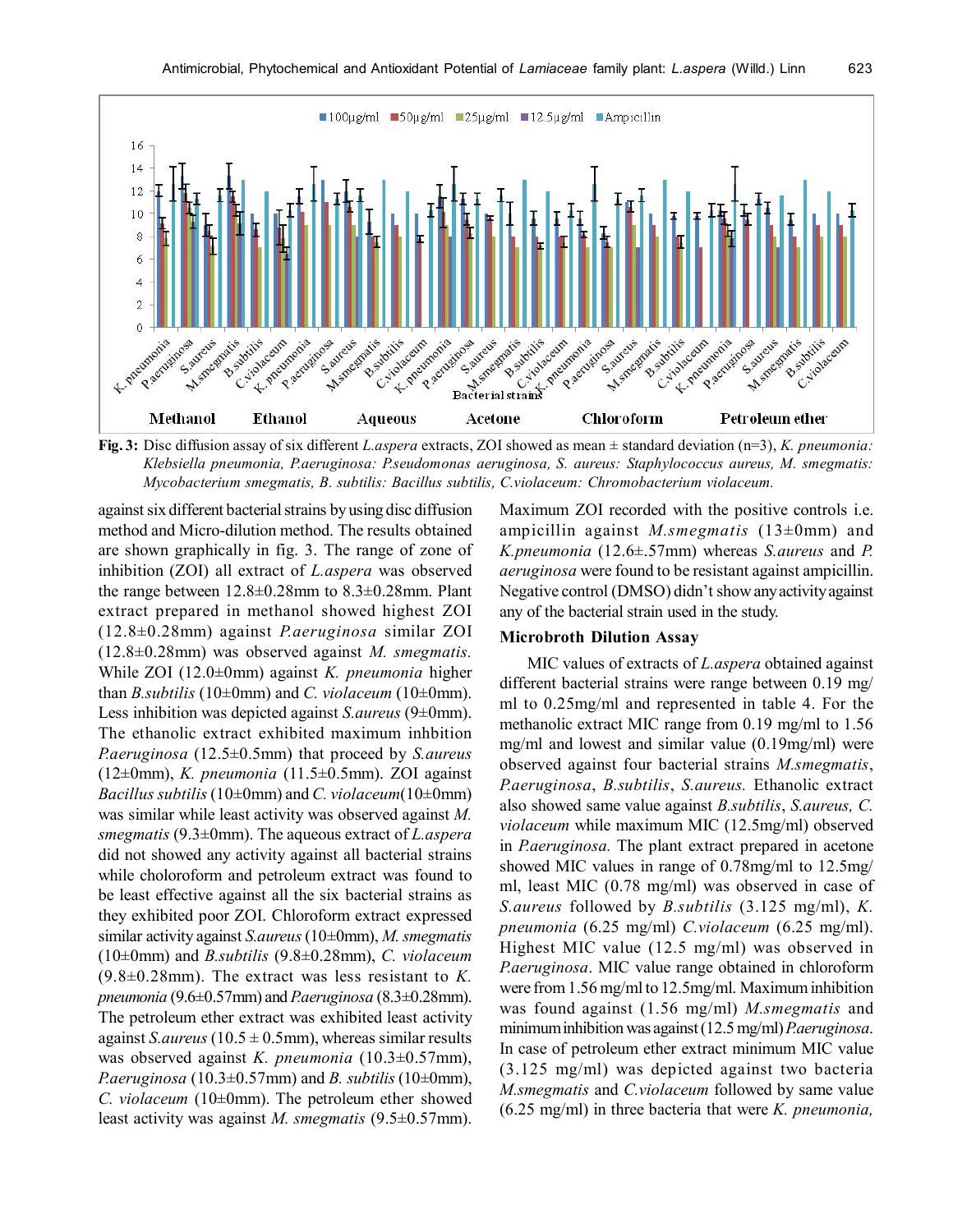**Fig. 3:** Disc diffusion assay of six different *L.aspera* extracts, ZOI showed as mean ± standard deviation (n=3), *K. pneumonia: Klebsiella pneumonia, P.aeruginosa: P.seudomonas aeruginosa, S. aureus: Staphylococcus aureus, M. smegmatis: Mycobacterium smegmatis, B. subtilis: Bacillus subtilis, C.violaceum: Chromobacterium violaceum.*

against six different bacterial strains by using disc diffusion method and Micro-dilution method. The results obtained are shown graphically in fig. 3. The range of zone of inhibition (ZOI) all extract of *L.aspera* was observed the range between 12.8±0.28mm to 8.3±0.28mm. Plant extract prepared in methanol showed highest ZOI (12.8±0.28mm) against *P.aeruginosa* similar ZOI (12.8±0.28mm) was observed against *M. smegmatis.* While ZOI (12.0±0mm) against *K. pneumonia* higher than *B.subtilis* (10±0mm) and *C. violaceum* (10±0mm). Less inhibition was depicted against *S.aureus* (9±0mm). The ethanolic extract exhibited maximum inhbition *P.aeruginosa* (12.5±0.5mm) that proceed by *S.aureus* (12±0mm), *K. pneumonia* (11.5±0.5mm). ZOI against *Bacillus subtilis* (10±0mm) and *C. violaceum*(10±0mm) was similar while least activity was observed against *M. smegmatis* (9.3±0mm). The aqueous extract of *L.aspera* did not showed any activity against all bacterial strains while choloroform and petroleum extract was found to be least effective against all the six bacterial strains as they exhibited poor ZOI. Chloroform extract expressed similar activity against *S.aureus* (10±0mm), *M. smegmatis* (10±0mm) and *B.subtilis* (9.8±0.28mm), *C. violaceum* (9.8±0.28mm). The extract was less resistant to *K. pneumonia* (9.6±0.57mm) and *P.aeruginosa* (8.3±0.28mm). The petroleum ether extract was exhibited least activity against *S.aureus* (10.5 ± 0.5mm), whereas similar results was observed against *K. pneumonia* (10.3±0.57mm), *P.aeruginosa* (10.3±0.57mm) and *B. subtilis* (10±0mm), *C. violaceum* (10±0mm). The petroleum ether showed least activity was against *M. smegmatis* (9.5±0.57mm). Maximum ZOI recorded with the positive controls i.e. ampicillin against *M.smegmatis* (13±0mm) and *K.pneumonia* (12.6±.57mm) whereas *S.aureus* and *P. aeruginosa* were found to be resistant against ampicillin. Negative control (DMSO) didn't show any activity against any of the bacterial strain used in the study.

### Microbroth Dilution Assay

MIC values of extracts of *L.aspera* obtained against different bacterial strains were range between 0.19 mg/ml to 0.25mg/ml and represented in table 4. For the methanolic extract MIC range from 0.19 mg/ml to 1.56 mg/ml and lowest and similar value (0.19mg/ml) were observed against four bacterial strains *M.smegmatis*, *P.aeruginosa*, *B.subtilis*, *S.aureus.* Ethanolic extract also showed same value against *B.subtilis*, *S.aureus, C. violaceum* while maximum MIC (12.5mg/ml) observed in *P.aeruginosa.* The plant extract prepared in acetone showed MIC values in range of 0.78mg/ml to 12.5mg/ml, least MIC (0.78 mg/ml) was observed in case of *S.aureus* followed by *B.subtilis* (3.125 mg/ml), *K. pneumonia* (6.25 mg/ml) *C.violaceum* (6.25 mg/ml). Highest MIC value (12.5 mg/ml) was observed in *P.aeruginosa*. MIC value range obtained in chloroform were from 1.56 mg/ml to 12.5mg/ml. Maximum inhibition was found against (1.56 mg/ml) *M.smegmatis* and minimum inhibition was against (12.5 mg/ml) *P.aeruginosa*. In case of petroleum ether extract minimum MIC value (3.125 mg/ml) was depicted against two bacteria *M.smegmatis* and *C.violaceum* followed by same value (6.25 mg/ml) in three bacteria that were *K. pneumonia,*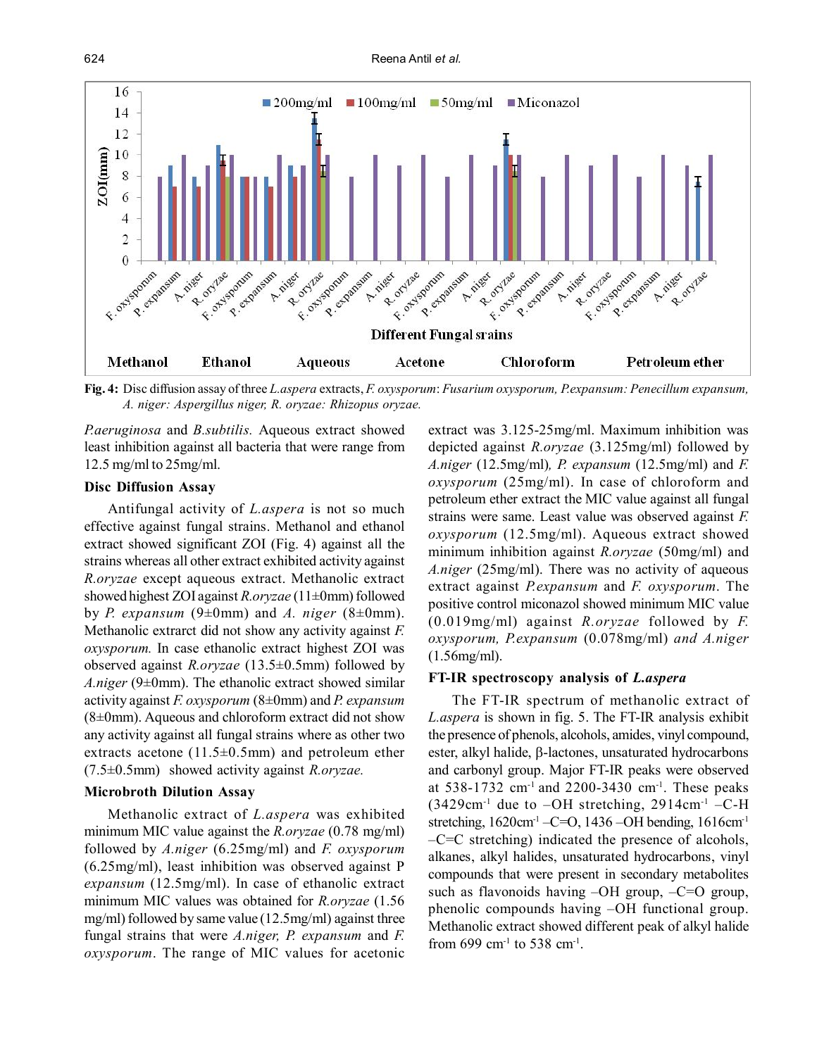**Fig. 4:** Disc diffusion assay of three *L.aspera* extracts, *F. oxysporum*: *Fusarium oxysporum*, *P.expansum*: *Penecillum expansum*, *A. niger: Aspergillus niger, R. oryzae: Rhizopus oryzae.*

*P.aeruginosa* and *B.subtilis.* Aqueous extract showed least inhibition against all bacteria that were range from 12.5 mg/ml to 25mg/ml.

**Disc Diffusion Assay**

Antifungal activity of *L.aspera* is not so much effective against fungal strains. Methanol and ethanol extract showed significant ZOI (Fig. 4) against all the strains whereas all other extract exhibited activity against *R.oryzae* except aqueous extract. Methanolic extract showed highest ZOI against *R.oryzae* (11±0mm) followed by *P. expansum* (9±0mm) and *A. niger* (8±0mm). Methanolic extrarct did not show any activity against *F. oxysporum.* In case ethanolic extract highest ZOI was observed against *R.oryzae* (13.5±0.5mm) followed by *A.niger* (9±0mm). The ethanolic extract showed similar activity against *F. oxysporum* (8±0mm) and *P. expansum* (8±0mm). Aqueous and chloroform extract did not show any activity against all fungal strains where as other two extracts acetone (11.5±0.5mm) and petroleum ether (7.5±0.5mm) showed activity against *R.oryzae.*

**Microbroth Dilution Assay**

Methanolic extract of *L.aspera* was exhibited minimum MIC value against the *R.oryzae* (0.78 mg/ml) followed by *A.niger* (6.25mg/ml) and *F. oxysporum* (6.25mg/ml), least inhibition was observed against P *expansum* (12.5mg/ml). In case of ethanolic extract minimum MIC values was obtained for *R.oryzae* (1.56 mg/ml) followed by same value (12.5mg/ml) against three fungal strains that were *A.niger, P. expansum* and *F. oxysporum*. The range of MIC values for acetonic extract was 3.125-25mg/ml. Maximum inhibition was depicted against *R.oryzae* (3.125mg/ml) followed by *A.niger* (12.5mg/ml)*, P. expansum* (12.5mg/ml) and *F. oxysporum* (25mg/ml). In case of chloroform and petroleum ether extract the MIC value against all fungal strains were same. Least value was observed against *F. oxysporum* (12.5mg/ml). Aqueous extract showed minimum inhibition against *R.oryzae* (50mg/ml) and *A.niger* (25mg/ml). There was no activity of aqueous extract against *P.expansum* and *F. oxysporum*. The positive control miconazol showed minimum MIC value (0.019mg/ml) against *R.oryzae* followed by *F. oxysporum, P.expansum* (0.078mg/ml) *and A.niger* (1.56mg/ml).

**FT-IR spectroscopy analysis of *L.aspera***

The FT-IR spectrum of methanolic extract of *L.aspera* is shown in fig. 5. The FT-IR analysis exhibit the presence of phenols, alcohols, amides, vinyl compound, ester, alkyl halide, β-lactones, unsaturated hydrocarbons and carbonyl group. Major FT-IR peaks were observed at 538-1732 $cm^{-1}$ and 2200-3430 $cm^{-1}$. These peaks (3429$cm^{-1}$ due to –OH stretching, 2914$cm^{-1}$ –C-H stretching, 1620$cm^{-1}$ –C=O, 1436 –OH bending, 1616$cm^{-1}$ –C=C stretching) indicated the presence of alcohols, alkanes, alkyl halides, unsaturated hydrocarbons, vinyl compounds that were present in secondary metabolites such as flavonoids having –OH group, –C=O group, phenolic compounds having –OH functional group. Methanolic extract showed different peak of alkyl halide from 699 $cm^{-1}$ to 538 $cm^{-1}$.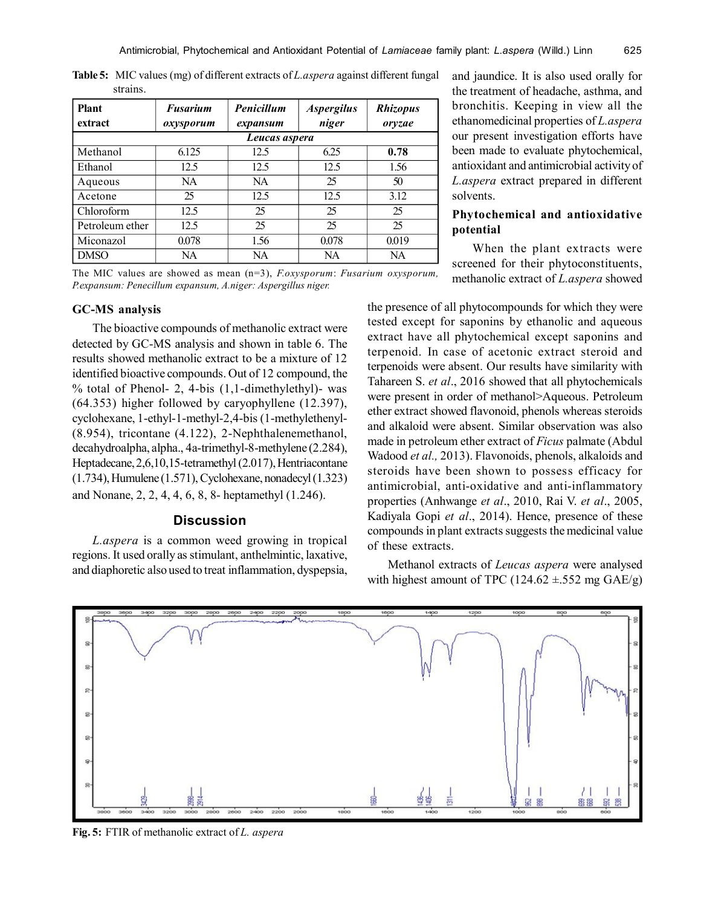**Table 5:** MIC values (mg) of different extracts of *L.aspera* against different fungal strains.

| Plant extract | *Fusarium oxysporum* | *Penicillum expansum* | *Aspergilus niger* | *Rhizopus oryzae* |
|---|---|---|---|---|
| | | ***Leucas aspera*** | | |
| Methanol | 6.125 | 12.5 | 6.25 | **0.78** |
| Ethanol | 12.5 | 12.5 | 12.5 | 1.56 |
| Aqueous | NA | NA | 25 | 50 |
| Acetone | 25 | 12.5 | 12.5 | 3.12 |
| Chloroform | 12.5 | 25 | 25 | 25 |
| Petroleum ether | 12.5 | 25 | 25 | 25 |
| Miconazol | 0.078 | 1.56 | 0.078 | 0.019 |
| DMSO | NA | NA | NA | NA |

The MIC values are showed as mean (n=3), *F.oxysporum*: *Fusarium oxysporum, P.expansum: Penecillum expansum, A.niger: Aspergillus niger.*

### GC-MS analysis

The bioactive compounds of methanolic extract were detected by GC-MS analysis and shown in table 6. The results showed methanolic extract to be a mixture of 12 identified bioactive compounds. Out of 12 compound, the % total of Phenol- 2, 4-bis (1,1-dimethylethyl)- was (64.353) higher followed by caryophyllene (12.397), cyclohexane, 1-ethyl-1-methyl-2,4-bis (1-methylethenyl- (8.954), tricontane (4.122), 2-Nephthalenemethanol, decahydroalpha, alpha., 4a-trimethyl-8-methylene (2.284), Heptadecane, 2,6,10,15-tetramethyl (2.017), Hentriacontane (1.734), Humulene (1.571), Cyclohexane, nonadecyl (1.323) and Nonane, 2, 2, 4, 4, 6, 8, 8- heptamethyl (1.246).

## Discussion

*L.aspera* is a common weed growing in tropical regions. It used orally as stimulant, anthelmintic, laxative, and diaphoretic also used to treat inflammation, dyspepsia, and jaundice. It is also used orally for the treatment of headache, asthma, and bronchitis. Keeping in view all the ethanomedicinal properties of *L.aspera* our present investigation efforts have been made to evaluate phytochemical, antioxidant and antimicrobial activity of *L.aspera* extract prepared in different solvents.

### Phytochemical and antioxidative potential

When the plant extracts were screened for their phytoconstituents, methanolic extract of *L.aspera* showed the presence of all phytocompounds for which they were tested except for saponins by ethanolic and aqueous extract have all phytochemical except saponins and terpenoid. In case of acetonic extract steroid and terpenoids were absent. Our results have similarity with Tahareen S. *et al*., 2016 showed that all phytochemicals were present in order of methanol>Aqueous. Petroleum ether extract showed flavonoid, phenols whereas steroids and alkaloid were absent. Similar observation was also made in petroleum ether extract of *Ficus* palmate (Abdul Wadood *et al.,* 2013). Flavonoids, phenols, alkaloids and steroids have been shown to possess efficacy for antimicrobial, anti-oxidative and anti-inflammatory properties (Anhwange *et al*., 2010, Rai V. *et al*., 2005, Kadiyala Gopi *et al*., 2014). Hence, presence of these compounds in plant extracts suggests the medicinal value of these extracts.

Methanol extracts of *Leucas aspera* were analysed with highest amount of TPC (124.62 ±.552 mg GAE/g)

**Fig. 5:** FTIR of methanolic extract of *L. aspera*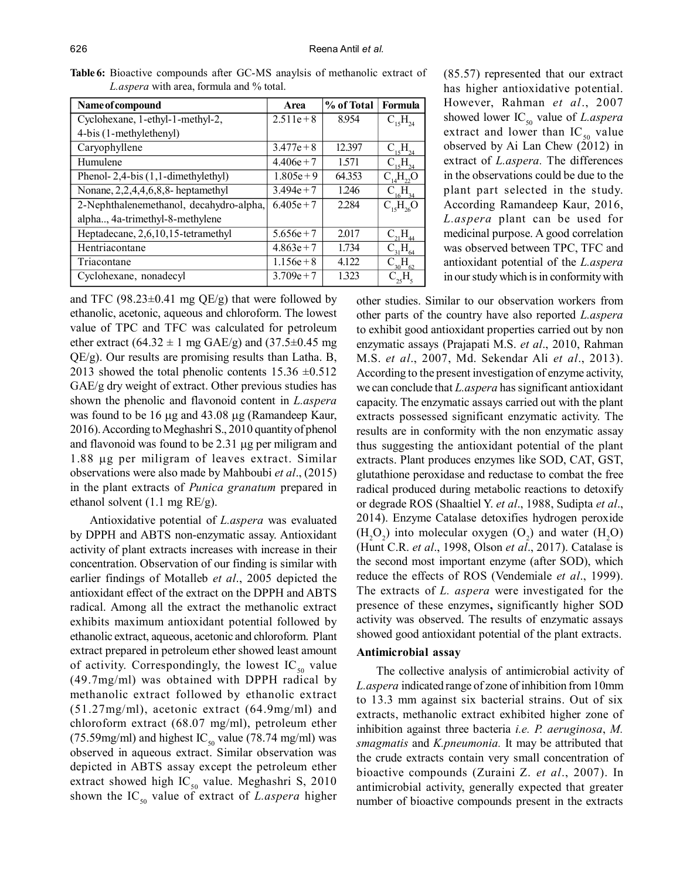**Table 6:** Bioactive compounds after GC-MS anaylsis of methanolic extract of *L.aspera* with area, formula and % total.

| Name of compound | Area | % of Total | Formula |
|---|---|---|---|
| Cyclohexane, 1-ethyl-1-methyl-2, 4-bis (1-methylethenyl) | 2.511e + 8 | 8.954 | $C_{15}H_{24}$ |
| Caryophyllene | 3.477e + 8 | 12.397 | $C_{15}H_{24}$ |
| Humulene | 4.406e + 7 | 1.571 | $C_{15}H_{24}$ |
| Phenol- 2,4-bis (1,1-dimethylethyl) | 1.805e + 9 | 64.353 | $C_{14}H_{22}O$ |
| Nonane, 2,2,4,4,6,8,8- heptamethyl | 3.494e + 7 | 1.246 | $C_{16}H_{34}$ |
| 2-Nephthalenemethanol, decahydro-alpha, alpha.., 4a-trimethyl-8-methylene | 6.405e + 7 | 2.284 | $C_{15}H_{26}O$ |
| Heptadecane, 2,6,10,15-tetramethyl | 5.656e + 7 | 2.017 | $C_{21}H_{44}$ |
| Hentriacontane | 4.863e + 7 | 1.734 | $C_{31}H_{64}$ |
| Triacontane | 1.156e + 8 | 4.122 | $C_{30}H_{62}$ |
| Cyclohexane, nonadecyl | 3.709e + 7 | 1.323 | $C_{25}H_{5}$ |

and TFC (98.23±0.41 mg QE/g) that were followed by ethanolic, acetonic, aqueous and chloroform. The lowest value of TPC and TFC was calculated for petroleum ether extract (64.32 ± 1 mg GAE/g) and (37.5±0.45 mg QE/g). Our results are promising results than Latha. B, 2013 showed the total phenolic contents 15.36 ±0.512 GAE/g dry weight of extract. Other previous studies has shown the phenolic and flavonoid content in *L.aspera* was found to be 16 µg and 43.08 µg (Ramandeep Kaur, 2016). According to Meghashri S., 2010 quantity of phenol and flavonoid was found to be 2.31 µg per miligram and 1.88 µg per miligram of leaves extract. Similar observations were also made by Mahboubi *et al*., (2015) in the plant extracts of *Punica granatum* prepared in ethanol solvent (1.1 mg RE/g).

Antioxidative potential of *L.aspera* was evaluated by DPPH and ABTS non-enzymatic assay. Antioxidant activity of plant extracts increases with increase in their concentration. Observation of our finding is similar with earlier findings of Motalleb *et al*., 2005 depicted the antioxidant effect of the extract on the DPPH and ABTS radical. Among all the extract the methanolic extract exhibits maximum antioxidant potential followed by ethanolic extract, aqueous, acetonic and chloroform. Plant extract prepared in petroleum ether showed least amount of activity. Correspondingly, the lowest $IC_{50}$ value (49.7mg/ml) was obtained with DPPH radical by methanolic extract followed by ethanolic extract (51.27mg/ml), acetonic extract (64.9mg/ml) and chloroform extract (68.07 mg/ml), petroleum ether (75.59mg/ml) and highest $IC_{50}$ value (78.74 mg/ml) was observed in aqueous extract. Similar observation was depicted in ABTS assay except the petroleum ether extract showed high $IC_{50}$ value. Meghashri S, 2010 shown the $IC_{50}$ value of extract of *L.aspera* higher (85.57) represented that our extract has higher antioxidative potential. However, Rahman *et al*., 2007 showed lower $IC_{50}$ value of *L.aspera* extract and lower than $IC_{50}$ value observed by Ai Lan Chew (2012) in extract of *L.aspera*. The differences in the observations could be due to the plant part selected in the study. According Ramandeep Kaur, 2016, *L.aspera* plant can be used for medicinal purpose. A good correlation was observed between TPC, TFC and antioxidant potential of the *L.aspera* in our study which is in conformity with other studies. Similar to our observation workers from other parts of the country have also reported *L.aspera* to exhibit good antioxidant properties carried out by non enzymatic assays (Prajapati M.S. *et al*., 2010, Rahman M.S. *et al*., 2007, Md. Sekendar Ali *et al*., 2013). According to the present investigation of enzyme activity, we can conclude that *L.aspera* has significant antioxidant capacity. The enzymatic assays carried out with the plant extracts possessed significant enzymatic activity. The results are in conformity with the non enzymatic assay thus suggesting the antioxidant potential of the plant extracts. Plant produces enzymes like SOD, CAT, GST, glutathione peroxidase and reductase to combat the free radical produced during metabolic reactions to detoxify or degrade ROS (Shaaltiel Y. *et al*., 1988, Sudipta *et al*., 2014). Enzyme Catalase detoxifies hydrogen peroxide ($H_2O_2$) into molecular oxygen ($O_2$) and water ($H_2O$) (Hunt C.R. *et al*., 1998, Olson *et al*., 2017). Catalase is the second most important enzyme (after SOD), which reduce the effects of ROS (Vendemiale *et al*., 1999). The extracts of *L. aspera* were investigated for the presence of these enzymes**,** significantly higher SOD activity was observed. The results of enzymatic assays showed good antioxidant potential of the plant extracts.

#### Antimicrobial assay

The collective analysis of antimicrobial activity of *L.aspera* indicated range of zone of inhibition from 10mm to 13.3 mm against six bacterial strains. Out of six extracts, methanolic extract exhibited higher zone of inhibition against three bacteria *i.e. P. aeruginosa*, *M. smagmatis* and *K.pneumonia.* It may be attributed that the crude extracts contain very small concentration of bioactive compounds (Zuraini Z. *et al*., 2007). In antimicrobial activity, generally expected that greater number of bioactive compounds present in the extracts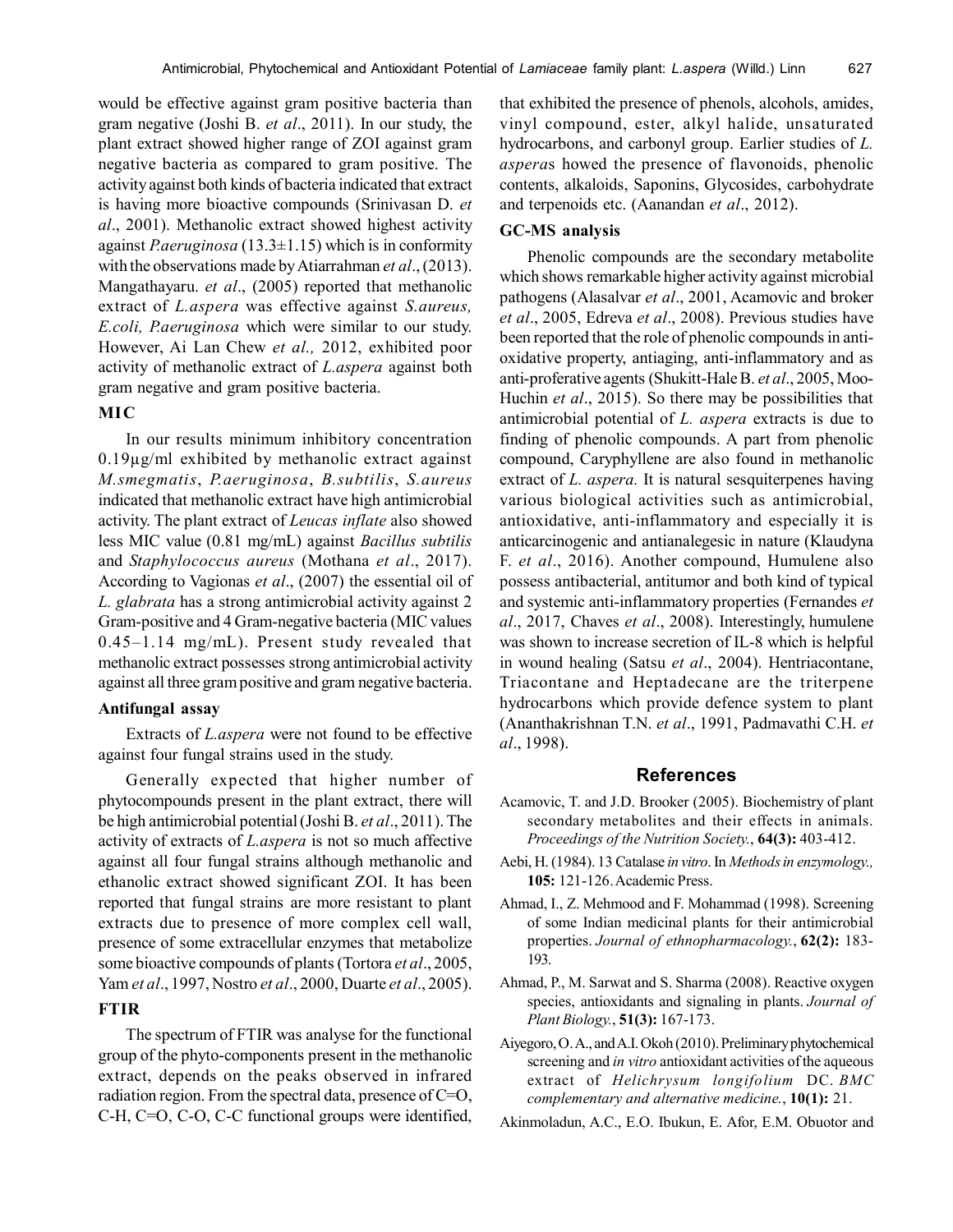would be effective against gram positive bacteria than gram negative (Joshi B. *et al*., 2011). In our study, the plant extract showed higher range of ZOI against gram negative bacteria as compared to gram positive. The activity against both kinds of bacteria indicated that extract is having more bioactive compounds (Srinivasan D. *et al*., 2001). Methanolic extract showed highest activity against *P.aeruginosa* (13.3±1.15) which is in conformity with the observations made by Atiarrahman *et al*., (2013). Mangathayaru. *et al*., (2005) reported that methanolic extract of *L.aspera* was effective against *S.aureus, E.coli, P.aeruginosa* which were similar to our study. However, Ai Lan Chew *et al.,* 2012, exhibited poor activity of methanolic extract of *L.aspera* against both gram negative and gram positive bacteria.

### MIC

In our results minimum inhibitory concentration 0.19µg/ml exhibited by methanolic extract against *M.smegmatis*, *P.aeruginosa*, *B.subtilis*, *S.aureus* indicated that methanolic extract have high antimicrobial activity. The plant extract of *Leucas inflate* also showed less MIC value (0.81 mg/mL) against *Bacillus subtilis* and *Staphylococcus aureus* (Mothana *et al*., 2017). According to Vagionas *et al*., (2007) the essential oil of *L. glabrata* has a strong antimicrobial activity against 2 Gram-positive and 4 Gram-negative bacteria (MIC values 0.45–1.14 mg/mL). Present study revealed that methanolic extract possesses strong antimicrobial activity against all three gram positive and gram negative bacteria.

### Antifungal assay

Extracts of *L.aspera* were not found to be effective against four fungal strains used in the study.

Generally expected that higher number of phytocompounds present in the plant extract, there will be high antimicrobial potential (Joshi B. *et al*., 2011). The activity of extracts of *L.aspera* is not so much affective against all four fungal strains although methanolic and ethanolic extract showed significant ZOI. It has been reported that fungal strains are more resistant to plant extracts due to presence of more complex cell wall, presence of some extracellular enzymes that metabolize some bioactive compounds of plants (Tortora *et al*., 2005, Yam *et al*., 1997, Nostro *et al*., 2000, Duarte *et al*., 2005).

### FTIR

The spectrum of FTIR was analyse for the functional group of the phyto-components present in the methanolic extract, depends on the peaks observed in infrared radiation region. From the spectral data, presence of C=O, C-H, C=O, C-O, C-C functional groups were identified, that exhibited the presence of phenols, alcohols, amides, vinyl compound, ester, alkyl halide, unsaturated hydrocarbons, and carbonyl group. Earlier studies of *L. aspera*s howed the presence of flavonoids, phenolic contents, alkaloids, Saponins, Glycosides, carbohydrate and terpenoids etc. (Aanandan *et al*., 2012).

### GC-MS analysis

Phenolic compounds are the secondary metabolite which shows remarkable higher activity against microbial pathogens (Alasalvar *et al*., 2001, Acamovic and broker *et al*., 2005, Edreva *et al*., 2008). Previous studies have been reported that the role of phenolic compounds in anti-oxidative property, antiaging, anti-inflammatory and as anti-proferative agents (Shukitt-Hale B. *et al*., 2005, Moo-Huchin *et al*., 2015). So there may be possibilities that antimicrobial potential of *L. aspera* extracts is due to finding of phenolic compounds. A part from phenolic compound, Caryphyllene are also found in methanolic extract of *L. aspera.* It is natural sesquiterpenes having various biological activities such as antimicrobial, antioxidative, anti-inflammatory and especially it is anticarcinogenic and antianalegesic in nature (Klaudyna F. *et al*., 2016). Another compound, Humulene also possess antibacterial, antitumor and both kind of typical and systemic anti-inflammatory properties (Fernandes *et al*., 2017, Chaves *et al*., 2008). Interestingly, humulene was shown to increase secretion of IL-8 which is helpful in wound healing (Satsu *et al*., 2004). Hentriacontane, Triacontane and Heptadecane are the triterpene hydrocarbons which provide defence system to plant (Ananthakrishnan T.N. *et al*., 1991, Padmavathi C.H. *et al*., 1998).

## References

Acamovic, T. and J.D. Brooker (2005). Biochemistry of plant secondary metabolites and their effects in animals. *Proceedings of the Nutrition Society.*, **64(3):** 403-412.

Aebi, H. (1984). 13 Catalase *in vitro*. In *Methods in enzymology.,* **105:** 121-126. Academic Press.

Ahmad, I., Z. Mehmood and F. Mohammad (1998). Screening of some Indian medicinal plants for their antimicrobial properties. *Journal of ethnopharmacology.*, **62(2):** 183-193.

Ahmad, P., M. Sarwat and S. Sharma (2008). Reactive oxygen species, antioxidants and signaling in plants. *Journal of Plant Biology.*, **51(3):** 167-173.

Aiyegoro, O.A., and A.I. Okoh (2010). Preliminary phytochemical screening and *in vitro* antioxidant activities of the aqueous extract of *Helichrysum longifolium* DC. *BMC complementary and alternative medicine.*, **10(1):** 21.

Akinmoladun, A.C., E.O. Ibukun, E. Afor, E.M. Obuotor and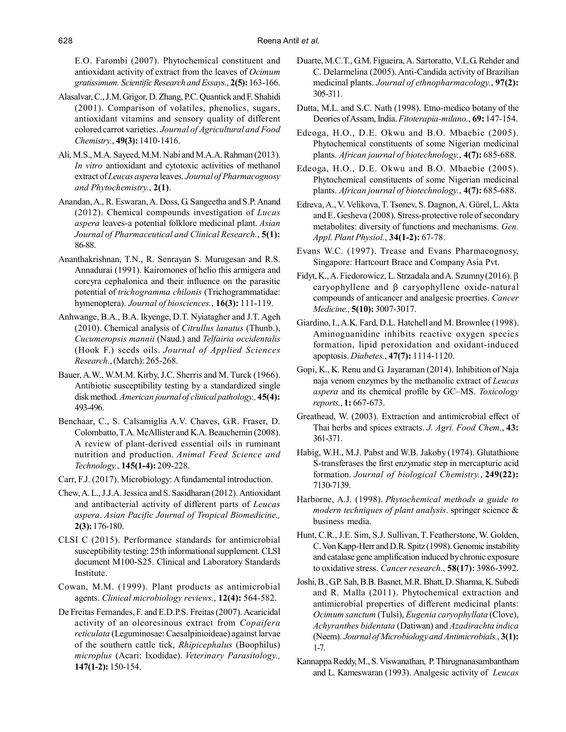E.O. Farombi (2007). Phytochemical constituent and antioxidant activity of extract from the leaves of *Ocimum gratissimum. Scientific Research and Essays.*, **2(5):** 163-166.

Alasalvar, C., J.M. Grigor, D. Zhang, P.C. Quantick and F. Shahidi (2001). Comparison of volatiles, phenolics, sugars, antioxidant vitamins and sensory quality of different colored carrot varieties. *Journal of Agricultural and Food Chemistry.*, **49(3):** 1410-1416.

Ali, M.S., M.A. Sayeed, M.M. Nabi and M.A.A. Rahman (2013). *In vitro* antioxidant and cytotoxic activities of methanol extract of *Leucas aspera* leaves. *Journal of Pharmacognosy and Phytochemistry.*, **2(1)**.

Anandan, A., R. Eswaran, A. Doss, G. Sangeetha and S.P. Anand (2012). Chemical compounds investigation of *Lucas aspera* leaves-a potential folklore medicinal plant. *Asian Journal of Pharmaceutical and Clinical Research.*, **5(1):** 86-88.

Ananthakrishnan, T.N., R. Senrayan S. Murugesan and R.S. Annadurai (1991). Kairomones of helio this armigera and corcyra cephalonica and their influence on the parasitic potential of *trichogramma chilonis* (Trichogrammatidae: hymenoptera). *Journal of biosciences.*, **16(3):** 111-119.

Anhwange, B.A., B.A. Ikyenge, D.T. Nyiatagher and J.T. Ageh (2010). Chemical analysis of *Citrullus lanatus* (Thunb.), *Cucumeropsis mannii* (Naud.) and *Telfairia occidentalis* (Hook F.) seeds oils. *Journal of Applied Sciences Research.*, (March): 265-268.

Bauer, A.W., W.M.M. Kirby, J.C. Sherris and M. Turck (1966). Antibiotic susceptibility testing by a standardized single disk method. *American journal of clinical pathology.,* **45(4):** 493-496.

Benchaar, C., S. Calsamiglia A.V. Chaves, G.R. Fraser, D. Colombatto, T.A. McAllister and K.A. Beauchemin (2008). A review of plant-derived essential oils in ruminant nutrition and production. *Animal Feed Science and Technology.*, **145(1-4):** 209-228.

Carr, F.J. (2017). Microbiology: A fundamental introduction.

Chew, A. L., J.J.A. Jessica and S. Sasidharan (2012). Antioxidant and antibacterial activity of different parts of *Leucas aspera*. *Asian Pacific Journal of Tropical Biomedicine.,* **2(3):** 176-180.

CLSI C (2015). Performance standards for antimicrobial susceptibility testing: 25th informational supplement. CLSI document M100-S25. Clinical and Laboratory Standards Institute.

Cowan, M.M. (1999). Plant products as antimicrobial agents. *Clinical microbiology reviews.*, **12(4):** 564-582.

De Freitas Fernandes, F. and E.D.P.S. Freitas (2007). Acaricidal activity of an oleoresinous extract from *Copaifera reticulata* (Leguminosae: Caesalpinioideae) against larvae of the southern cattle tick, *Rhipicephalus* (Boophilus) *microplus* (Acari: Ixodidae). *Veterinary Parasitology.,* **147(1-2):** 150-154.

Duarte, M.C.T., G.M. Figueira, A. Sartoratto, V.L.G. Rehder and C. Delarmelina (2005). Anti-Candida activity of Brazilian medicinal plants. *Journal of ethnopharmacology.*, **97(2):** 305-311.

Dutta, M.L. and S.C. Nath (1998). Etno-medico botany of the Deories of Assam, India. *Fitoterapia-milano.*, **69:** 147-154.

Edeoga, H.O., D.E. Okwu and B.O. Mbaebie (2005). Phytochemical constituents of some Nigerian medicinal plants. *African journal of biotechnology.*, **4(7):** 685-688.

Edeoga, H.O., D.E. Okwu and B.O. Mbaebie (2005). Phytochemical constituents of some Nigerian medicinal plants. *African journal of biotechnology.*, **4(7):** 685-688.

Edreva, A., V. Velikova, T. Tsonev, S. Dagnon, A. Gürel, L. Akta and E. Gesheva (2008). Stress-protective role of secondary metabolites: diversity of functions and mechanisms. *Gen. Appl. Plant Physiol.*, **34(1-2):** 67-78.

Evans W.C. (1997). Trease and Evans Pharmacognosy, Singapore: Hartcourt Brace and Company Asia Pvt.

Fidyt, K., A. Fiedorowicz, L. Strzadala and A. Szumny (2016). β caryophyllene and β caryophyllene oxide-natural compounds of anticancer and analgesic proerties. *Cancer Medicine.,* **5(10):** 3007-3017.

Giardino, I., A.K. Fard, D.L. Hatchell and M. Brownlee (1998). Aminoguanidine inhibits reactive oxygen species formation, lipid peroxidation and oxidant-induced apoptosis. *Diabetes.*, **47(7):** 1114-1120.

Gopi, K., K. Renu and G. Jayaraman (2014). Inhibition of Naja naja venom enzymes by the methanolic extract of *Leucas aspera* and its chemical profile by GC–MS. *Toxicology reports.*, **1:** 667-673.

Greathead, W. (2003). Extraction and antimicrobial effect of Thai herbs and spices extracts. *J. Agri. Food Chem.*, **43:** 361-371.

Habig, W.H., M.J. Pabst and W.B. Jakoby (1974). Glutathione S-transferases the first enzymatic step in mercapturic acid formation. *Journal of biological Chemistry.*, **249(22):** 7130-7139.

Harborne, A.J. (1998). *Phytochemical methods a guide to modern techniques of plant analysis*. springer science & business media.

Hunt, C.R., J.E. Sim, S.J. Sullivan, T. Featherstone, W. Golden, C. Von Kapp-Herr and D.R. Spitz (1998). Genomic instability and catalase gene amplification induced by chronic exposure to oxidative stress. *Cancer research.*, **58(17):** 3986-3992.

Joshi, B., G.P. Sah, B.B. Basnet, M.R. Bhatt, D. Sharma, K. Subedi and R. Malla (2011). Phytochemical extraction and antimicrobial properties of different medicinal plants: *Ocimum sanctum* (Tulsi), *Eugenia caryophyllata* (Clove), *Achyranthes bidentata* (Datiwan) and *Azadirachta indica* (Neem). *Journal of Microbiology and Antimicrobials.*, **3(1):** 1-7.

Kannappa Reddy, M., S. Viswanathan, P. Thirugnanasambantham and L. Kameswaran (1993). Analgesic activity of *Leucas*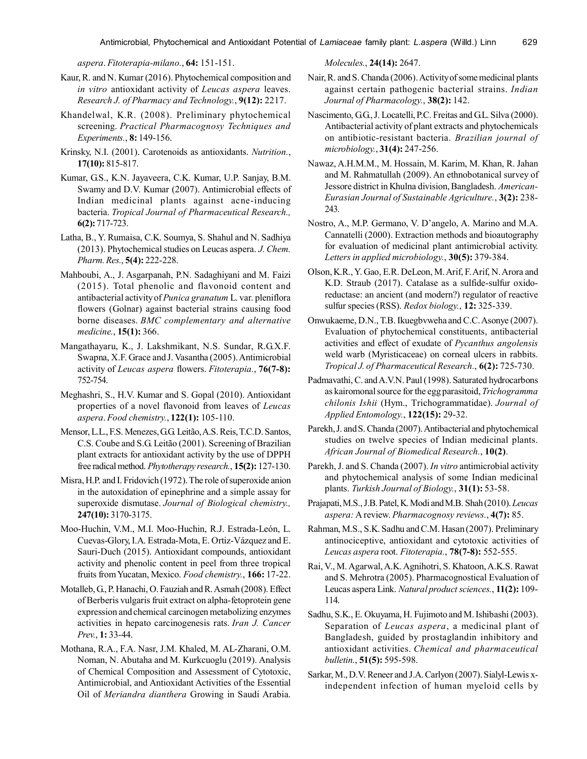*aspera*. *Fitoterapia-milano.*, **64:** 151-151.

Kaur, R. and N. Kumar (2016). Phytochemical composition and *in vitro* antioxidant activity of *Leucas aspera* leaves. *Research J. of Pharmacy and Technology.*, **9(12):** 2217.

Khandelwal, K.R. (2008). Preliminary phytochemical screening. *Practical Pharmacognosy Techniques and Experiments.*, **8:** 149-156.

Krinsky, N.I. (2001). Carotenoids as antioxidants. *Nutrition.*, **17(10):** 815-817.

Kumar, G.S., K.N. Jayaveera, C.K. Kumar, U.P. Sanjay, B.M. Swamy and D.V. Kumar (2007). Antimicrobial effects of Indian medicinal plants against acne-inducing bacteria. *Tropical Journal of Pharmaceutical Research.,* **6(2):** 717-723.

Latha, B., Y. Rumaisa, C.K. Soumya, S. Shahul and N. Sadhiya (2013). Phytochemical studies on Leucas aspera. *J. Chem. Pharm. Res.*, **5(4):** 222-228.

Mahboubi, A., J. Asgarpanah, P.N. Sadaghiyani and M. Faizi (2015). Total phenolic and flavonoid content and antibacterial activity of *Punica granatum* L. var. pleniflora flowers (Golnar) against bacterial strains causing food borne diseases. *BMC complementary and alternative medicine.*, **15(1):** 366.

Mangathayaru, K., J. Lakshmikant, N.S. Sundar, R.G.X.F. Swapna, X.F. Grace and J. Vasantha (2005). Antimicrobial activity of *Leucas aspera* flowers. *Fitoterapia.*, **76(7-8):** 752-754.

Meghashri, S., H.V. Kumar and S. Gopal (2010). Antioxidant properties of a novel flavonoid from leaves of *Leucas aspera*. *Food chemistry.*, **122(1):** 105-110.

Mensor, L.L., F.S. Menezes, G.G. Leitão, A.S. Reis, T.C.D. Santos, C.S. Coube and S.G. Leitão (2001). Screening of Brazilian plant extracts for antioxidant activity by the use of DPPH free radical method. *Phytotherapy research.*, **15(2):** 127-130.

Misra, H.P. and I. Fridovich (1972). The role of superoxide anion in the autoxidation of epinephrine and a simple assay for superoxide dismutase. *Journal of Biological chemistry.,* **247(10):** 3170-3175.

Moo-Huchin, V.M., M.I. Moo-Huchin, R.J. Estrada-León, L. Cuevas-Glory, I.A. Estrada-Mota, E. Ortiz-Vázquez and E. Sauri-Duch (2015). Antioxidant compounds, antioxidant activity and phenolic content in peel from three tropical fruits from Yucatan, Mexico. *Food chemistry.*, **166:** 17-22.

Motalleb, G., P. Hanachi, O. Fauziah and R. Asmah (2008). Effect of Berberis vulgaris fruit extract on alpha-fetoprotein gene expression and chemical carcinogen metabolizing enzymes activities in hepato carcinogenesis rats. *Iran J. Cancer Prev.*, **1:** 33-44.

Mothana, R.A., F.A. Nasr, J.M. Khaled, M. AL-Zharani, O.M. Noman, N. Abutaha and M. Kurkcuoglu (2019). Analysis of Chemical Composition and Assessment of Cytotoxic, Antimicrobial, and Antioxidant Activities of the Essential Oil of *Meriandra dianthera* Growing in Saudi Arabia. *Molecules.*, **24(14):** 2647.

Nair, R. and S. Chanda (2006). Activity of some medicinal plants against certain pathogenic bacterial strains. *Indian Journal of Pharmacology.*, **38(2):** 142.

Nascimento, G.G., J. Locatelli, P.C. Freitas and G.L. Silva (2000). Antibacterial activity of plant extracts and phytochemicals on antibiotic-resistant bacteria. *Brazilian journal of microbiology.*, **31(4):** 247-256.

Nawaz, A.H.M.M., M. Hossain, M. Karim, M. Khan, R. Jahan and M. Rahmatullah (2009). An ethnobotanical survey of Jessore district in Khulna division, Bangladesh. *American-Eurasian Journal of Sustainable Agriculture.*, **3(2):** 238-243.

Nostro, A., M.P. Germano, V. D'angelo, A. Marino and M.A. Cannatelli (2000). Extraction methods and bioautography for evaluation of medicinal plant antimicrobial activity. *Letters in applied microbiology.*, **30(5):** 379-384.

Olson, K.R., Y. Gao, E.R. DeLeon, M. Arif, F. Arif, N. Arora and K.D. Straub (2017). Catalase as a sulfide-sulfur oxido-reductase: an ancient (and modern?) regulator of reactive sulfur species (RSS). *Redox biology.*, **12:** 325-339.

Onwukaeme, D.N., T.B. Ikuegbvweha and C.C. Asonye (2007). Evaluation of phytochemical constituents, antibacterial activities and effect of exudate of *Pycanthus angolensis* weld warb (Myristicaceae) on corneal ulcers in rabbits. *Tropical J. of Pharmaceutical Research.*, **6(2):** 725-730.

Padmavathi, C. and A.V.N. Paul (1998). Saturated hydrocarbons as kairomonal source for the egg parasitoid, *Trichogramma chilonis Ishii* (Hym., Trichogrammatidae). *Journal of Applied Entomology.*, **122(15):** 29-32.

Parekh, J. and S. Chanda (2007). Antibacterial and phytochemical studies on twelve species of Indian medicinal plants. *African Journal of Biomedical Research.*, **10(2)**.

Parekh, J. and S. Chanda (2007). *In vitro* antimicrobial activity and phytochemical analysis of some Indian medicinal plants. *Turkish Journal of Biology.*, **31(1):** 53-58.

Prajapati, M.S., J.B. Patel, K. Modi and M.B. Shah (2010). *Leucas aspera:* A review. *Pharmacognosy reviews.*, **4(7):** 85.

Rahman, M.S., S.K. Sadhu and C.M. Hasan (2007). Preliminary antinociceptive, antioxidant and cytotoxic activities of *Leucas aspera* root. *Fitoterapia.*, **78(7-8):** 552-555.

Rai, V., M. Agarwal, A.K. Agnihotri, S. Khatoon, A.K.S. Rawat and S. Mehrotra (2005). Pharmacognostical Evaluation of Leucas aspera Link. *Natural product sciences.*, **11(2):** 109-114.

Sadhu, S.K., E. Okuyama, H. Fujimoto and M. Ishibashi (2003). Separation of *Leucas aspera*, a medicinal plant of Bangladesh, guided by prostaglandin inhibitory and antioxidant activities. *Chemical and pharmaceutical bulletin.*, **51(5):** 595-598.

Sarkar, M., D.V. Reneer and J.A. Carlyon (2007). Sialyl-Lewis x-independent infection of human myeloid cells by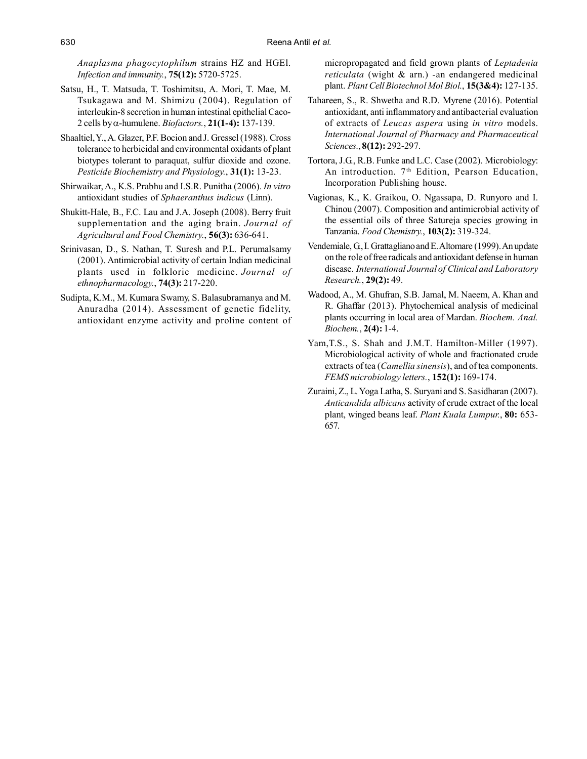*Anaplasma phagocytophilum* strains HZ and HGEl. *Infection and immunity.*, **75(12):** 5720-5725.

Satsu, H., T. Matsuda, T. Toshimitsu, A. Mori, T. Mae, M. Tsukagawa and M. Shimizu (2004). Regulation of interleukin-8 secretion in human intestinal epithelial Caco-2 cells by $\alpha$-humulene. *Biofactors.*, **21(1-4):** 137-139.

Shaaltiel, Y., A. Glazer, P.F. Bocion and J. Gressel (1988). Cross tolerance to herbicidal and environmental oxidants of plant biotypes tolerant to paraquat, sulfur dioxide and ozone. *Pesticide Biochemistry and Physiology.*, **31(1):** 13-23.

Shirwaikar, A., K.S. Prabhu and I.S.R. Punitha (2006). *In vitro* antioxidant studies of *Sphaeranthus indicus* (Linn).

Shukitt-Hale, B., F.C. Lau and J.A. Joseph (2008). Berry fruit supplementation and the aging brain. *Journal of Agricultural and Food Chemistry.*, **56(3):** 636-641.

Srinivasan, D., S. Nathan, T. Suresh and P.L. Perumalsamy (2001). Antimicrobial activity of certain Indian medicinal plants used in folkloric medicine. *Journal of ethnopharmacology.*, **74(3):** 217-220.

Sudipta, K.M., M. Kumara Swamy, S. Balasubramanya and M. Anuradha (2014). Assessment of genetic fidelity, antioxidant enzyme activity and proline content of micropropagated and field grown plants of *Leptadenia reticulata* (wight & arn.) -an endangered medicinal plant. *Plant Cell Biotechnol Mol Biol.*, **15(3&4):** 127-135.

Tahareen, S., R. Shwetha and R.D. Myrene (2016). Potential antioxidant, anti inflammatory and antibacterial evaluation of extracts of *Leucas aspera* using *in vitro* models. *International Journal of Pharmacy and Pharmaceutical Sciences.*, **8(12):** 292-297.

Tortora, J.G., R.B. Funke and L.C. Case (2002). Microbiology: An introduction. 7th Edition, Pearson Education, Incorporation Publishing house.

Vagionas, K., K. Graikou, O. Ngassapa, D. Runyoro and I. Chinou (2007). Composition and antimicrobial activity of the essential oils of three Satureja species growing in Tanzania. *Food Chemistry.*, **103(2):** 319-324.

Vendemiale, G., I. Grattagliano and E. Altomare (1999). An update on the role of free radicals and antioxidant defense in human disease. *International Journal of Clinical and Laboratory Research.*, **29(2):** 49.

Wadood, A., M. Ghufran, S.B. Jamal, M. Naeem, A. Khan and R. Ghaffar (2013). Phytochemical analysis of medicinal plants occurring in local area of Mardan. *Biochem. Anal. Biochem.*, **2(4):** 1-4.

Yam, T.S., S. Shah and J.M.T. Hamilton-Miller (1997). Microbiological activity of whole and fractionated crude extracts of tea (*Camellia sinensis*), and of tea components. *FEMS microbiology letters.*, **152(1):** 169-174.

Zuraini, Z., L. Yoga Latha, S. Suryani and S. Sasidharan (2007). *Anticandida albicans* activity of crude extract of the local plant, winged beans leaf. *Plant Kuala Lumpur.*, **80:** 653-657.